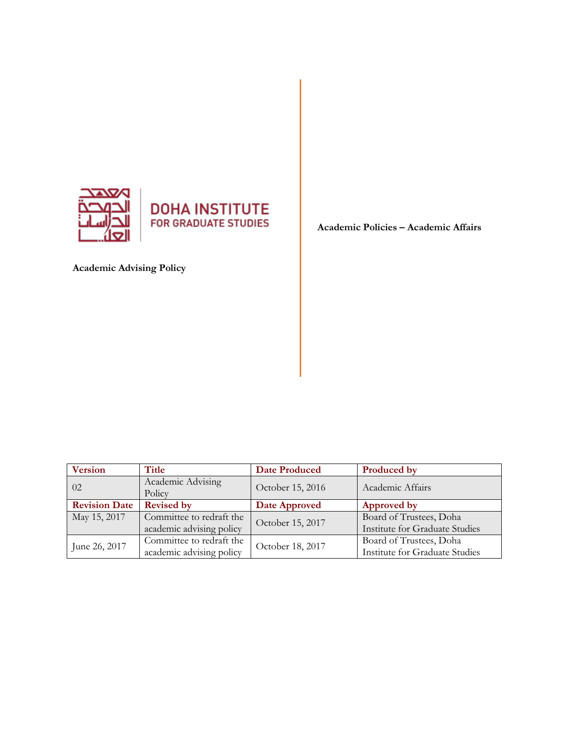**DOHA INSTITUTE**
**FOR GRADUATE STUDIES**

**Academic Advising Policy**

**Academic Policies – Academic Affairs**

| Version | Title | Date Produced | Produced by |
| --- | --- | --- | --- |
| 02 | Academic Advising Policy | October 15, 2016 | Academic Affairs |
| **Revision Date** | **Revised by** | **Date Approved** | **Approved by** |
| May 15, 2017 | Committee to redraft the academic advising policy | October 15, 2017 | Board of Trustees, Doha Institute for Graduate Studies |
| June 26, 2017 | Committee to redraft the academic advising policy | October 18, 2017 | Board of Trustees, Doha Institute for Graduate Studies |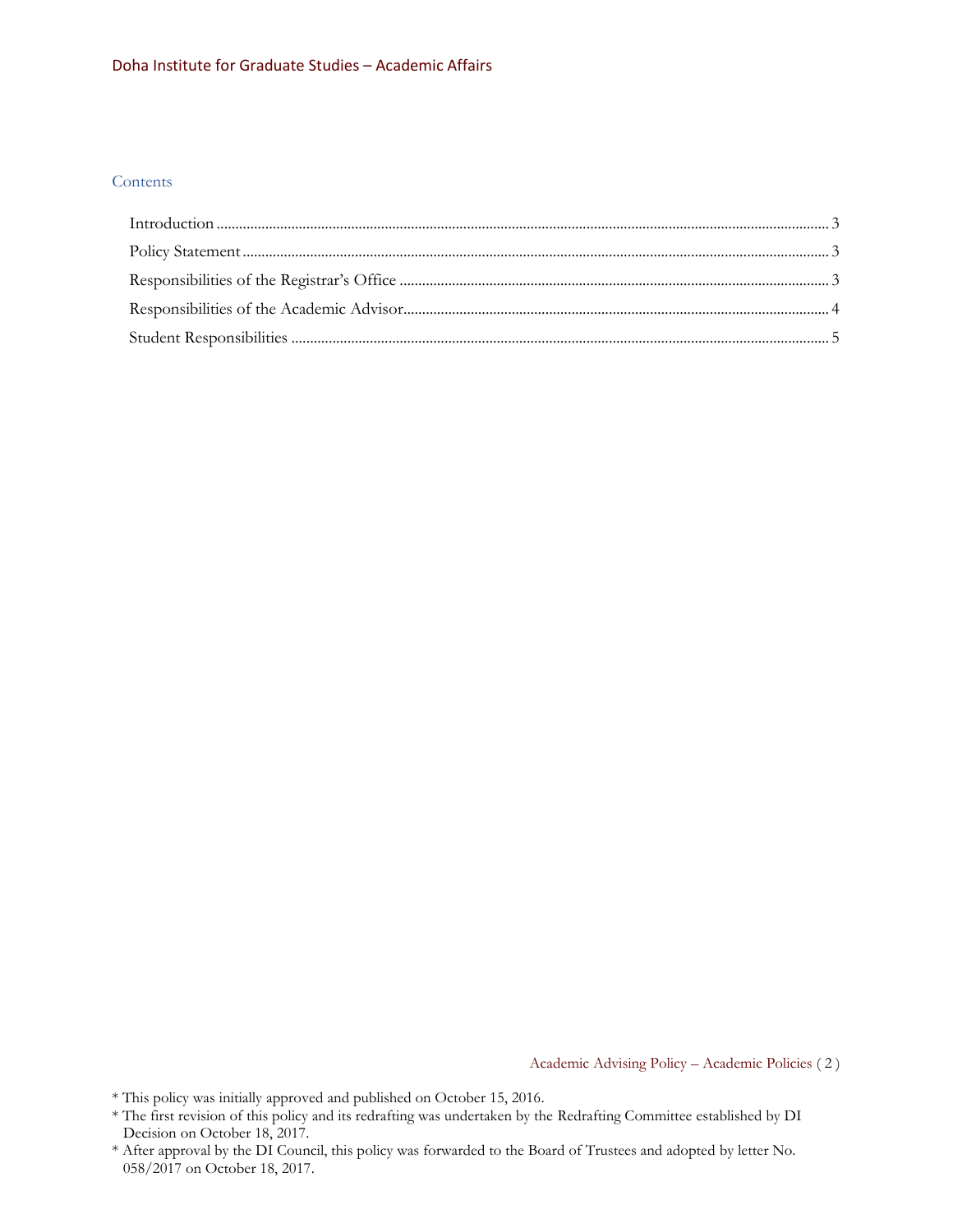## Contents

Introduction ............................................................ 3

Policy Statement ........................................................ 3

Responsibilities of the Registrar's Office .............................. 3

Responsibilities of the Academic Advisor ................................ 4

Student Responsibilities ................................................ 5

* This policy was initially approved and published on October 15, 2016.
* The first revision of this policy and its redrafting was undertaken by the Redrafting Committee established by DI Decision on October 18, 2017.
* After approval by the DI Council, this policy was forwarded to the Board of Trustees and adopted by letter No. 058/2017 on October 18, 2017.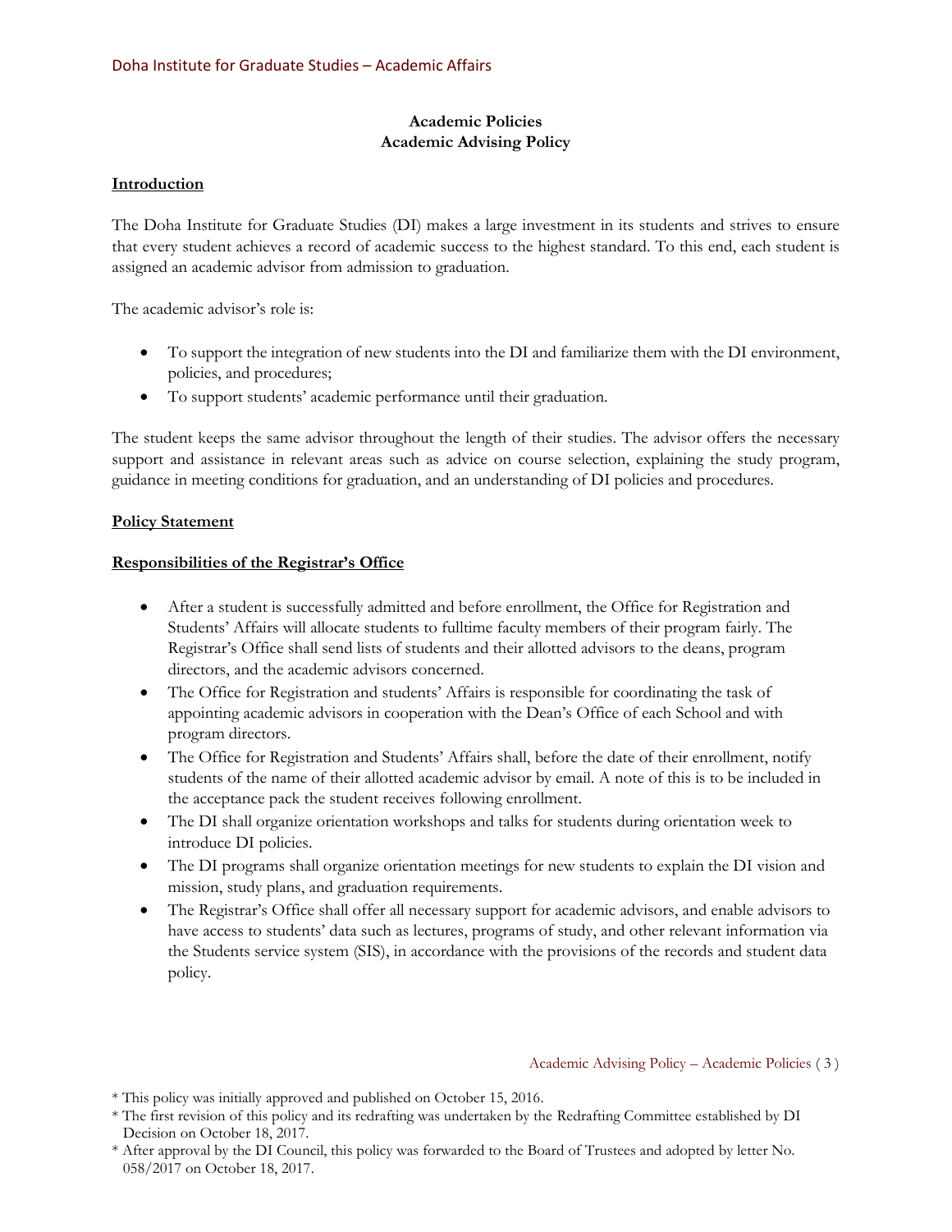# Academic Policies
# Academic Advising Policy

## Introduction

The Doha Institute for Graduate Studies (DI) makes a large investment in its students and strives to ensure that every student achieves a record of academic success to the highest standard. To this end, each student is assigned an academic advisor from admission to graduation.

The academic advisor's role is:

- To support the integration of new students into the DI and familiarize them with the DI environment, policies, and procedures;
- To support students' academic performance until their graduation.

The student keeps the same advisor throughout the length of their studies. The advisor offers the necessary support and assistance in relevant areas such as advice on course selection, explaining the study program, guidance in meeting conditions for graduation, and an understanding of DI policies and procedures.

## Policy Statement

## Responsibilities of the Registrar's Office

- After a student is successfully admitted and before enrollment, the Office for Registration and Students' Affairs will allocate students to fulltime faculty members of their program fairly. The Registrar's Office shall send lists of students and their allotted advisors to the deans, program directors, and the academic advisors concerned.
- The Office for Registration and students' Affairs is responsible for coordinating the task of appointing academic advisors in cooperation with the Dean's Office of each School and with program directors.
- The Office for Registration and Students' Affairs shall, before the date of their enrollment, notify students of the name of their allotted academic advisor by email. A note of this is to be included in the acceptance pack the student receives following enrollment.
- The DI shall organize orientation workshops and talks for students during orientation week to introduce DI policies.
- The DI programs shall organize orientation meetings for new students to explain the DI vision and mission, study plans, and graduation requirements.
- The Registrar's Office shall offer all necessary support for academic advisors, and enable advisors to have access to students' data such as lectures, programs of study, and other relevant information via the Students service system (SIS), in accordance with the provisions of the records and student data policy.

\* This policy was initially approved and published on October 15, 2016.

\* The first revision of this policy and its redrafting was undertaken by the Redrafting Committee established by DI Decision on October 18, 2017.

\* After approval by the DI Council, this policy was forwarded to the Board of Trustees and adopted by letter No. 058/2017 on October 18, 2017.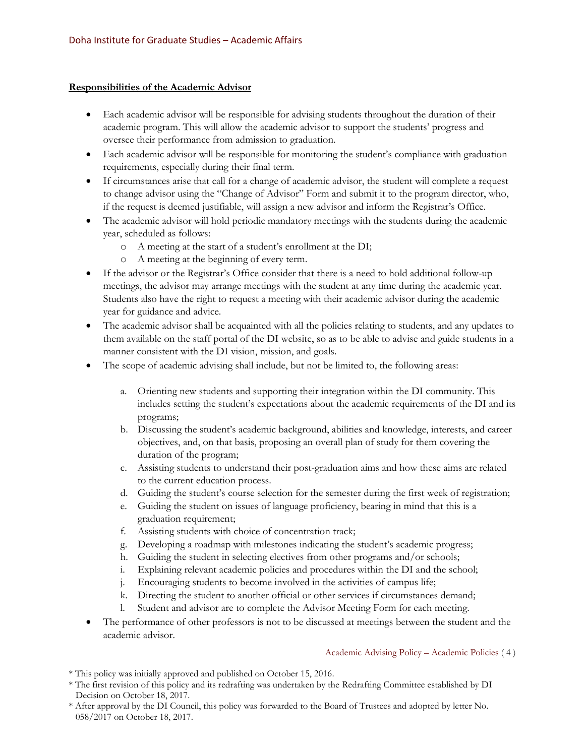**Responsibilities of the Academic Advisor**

- Each academic advisor will be responsible for advising students throughout the duration of their academic program. This will allow the academic advisor to support the students' progress and oversee their performance from admission to graduation.
- Each academic advisor will be responsible for monitoring the student's compliance with graduation requirements, especially during their final term.
- If circumstances arise that call for a change of academic advisor, the student will complete a request to change advisor using the "Change of Advisor" Form and submit it to the program director, who, if the request is deemed justifiable, will assign a new advisor and inform the Registrar's Office.
- The academic advisor will hold periodic mandatory meetings with the students during the academic year, scheduled as follows:
  - A meeting at the start of a student's enrollment at the DI;
  - A meeting at the beginning of every term.
- If the advisor or the Registrar's Office consider that there is a need to hold additional follow-up meetings, the advisor may arrange meetings with the student at any time during the academic year. Students also have the right to request a meeting with their academic advisor during the academic year for guidance and advice.
- The academic advisor shall be acquainted with all the policies relating to students, and any updates to them available on the staff portal of the DI website, so as to be able to advise and guide students in a manner consistent with the DI vision, mission, and goals.
- The scope of academic advising shall include, but not be limited to, the following areas:

  a. Orienting new students and supporting their integration within the DI community. This includes setting the student's expectations about the academic requirements of the DI and its programs;
  b. Discussing the student's academic background, abilities and knowledge, interests, and career objectives, and, on that basis, proposing an overall plan of study for them covering the duration of the program;
  c. Assisting students to understand their post-graduation aims and how these aims are related to the current education process.
  d. Guiding the student's course selection for the semester during the first week of registration;
  e. Guiding the student on issues of language proficiency, bearing in mind that this is a graduation requirement;
  f. Assisting students with choice of concentration track;
  g. Developing a roadmap with milestones indicating the student's academic progress;
  h. Guiding the student in selecting electives from other programs and/or schools;
  i. Explaining relevant academic policies and procedures within the DI and the school;
  j. Encouraging students to become involved in the activities of campus life;
  k. Directing the student to another official or other services if circumstances demand;
  l. Student and advisor are to complete the Advisor Meeting Form for each meeting.
- The performance of other professors is not to be discussed at meetings between the student and the academic advisor.

\* This policy was initially approved and published on October 15, 2016.

\* The first revision of this policy and its redrafting was undertaken by the Redrafting Committee established by DI Decision on October 18, 2017.

\* After approval by the DI Council, this policy was forwarded to the Board of Trustees and adopted by letter No. 058/2017 on October 18, 2017.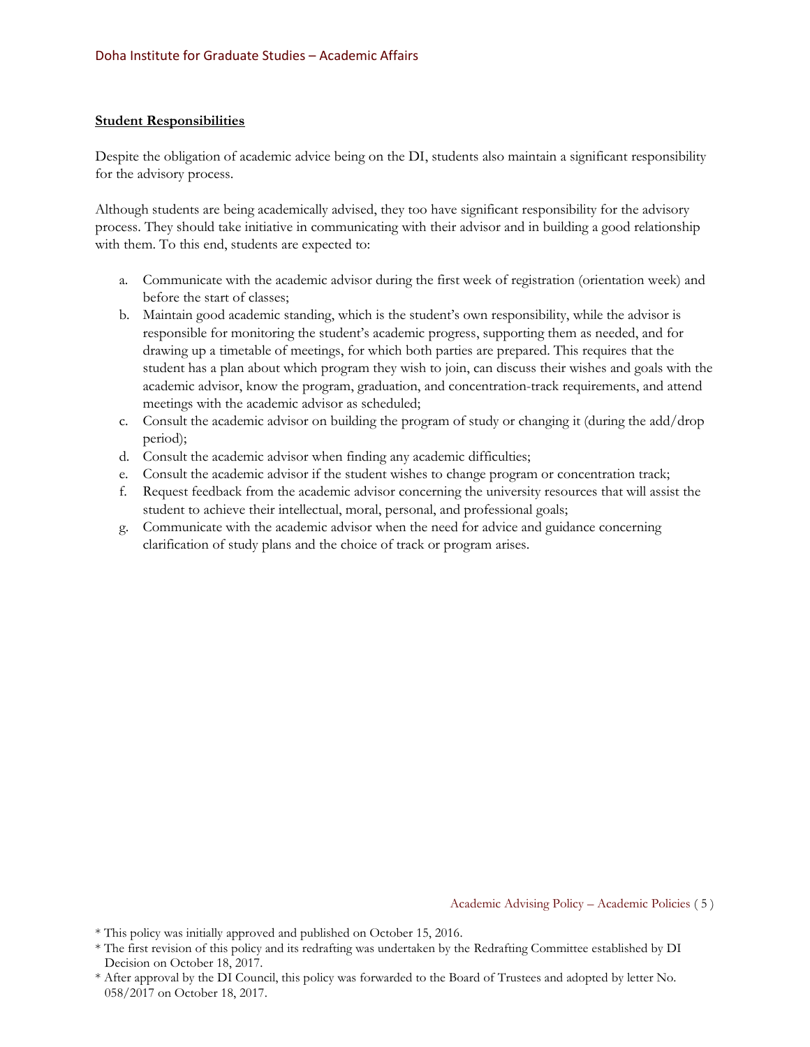**Student Responsibilities**

Despite the obligation of academic advice being on the DI, students also maintain a significant responsibility for the advisory process.

Although students are being academically advised, they too have significant responsibility for the advisory process. They should take initiative in communicating with their advisor and in building a good relationship with them. To this end, students are expected to:

a. Communicate with the academic advisor during the first week of registration (orientation week) and before the start of classes;
b. Maintain good academic standing, which is the student's own responsibility, while the advisor is responsible for monitoring the student's academic progress, supporting them as needed, and for drawing up a timetable of meetings, for which both parties are prepared. This requires that the student has a plan about which program they wish to join, can discuss their wishes and goals with the academic advisor, know the program, graduation, and concentration-track requirements, and attend meetings with the academic advisor as scheduled;
c. Consult the academic advisor on building the program of study or changing it (during the add/drop period);
d. Consult the academic advisor when finding any academic difficulties;
e. Consult the academic advisor if the student wishes to change program or concentration track;
f. Request feedback from the academic advisor concerning the university resources that will assist the student to achieve their intellectual, moral, personal, and professional goals;
g. Communicate with the academic advisor when the need for advice and guidance concerning clarification of study plans and the choice of track or program arises.

\* This policy was initially approved and published on October 15, 2016.

\* The first revision of this policy and its redrafting was undertaken by the Redrafting Committee established by DI Decision on October 18, 2017.

\* After approval by the DI Council, this policy was forwarded to the Board of Trustees and adopted by letter No. 058/2017 on October 18, 2017.